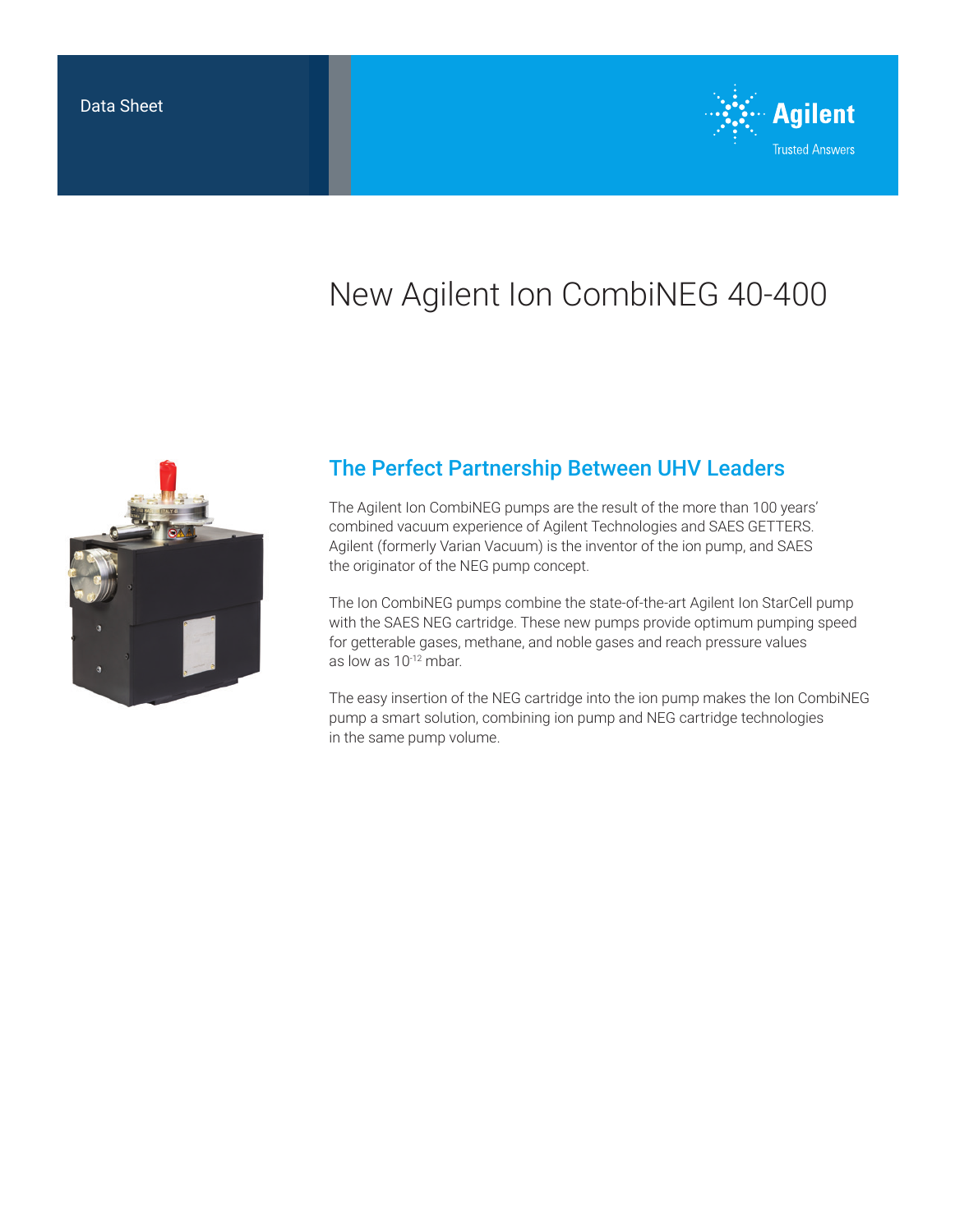Data Sheet

# New Agilent Ion CombiNEG 40-400

## The Perfect Partnership Between UHV Leaders

The Agilent Ion CombiNEG pumps are the result of the more than 100 years' combined vacuum experience of Agilent Technologies and SAES GETTERS. Agilent (formerly Varian Vacuum) is the inventor of the ion pump, and SAES the originator of the NEG pump concept.

The Ion CombiNEG pumps combine the state-of-the-art Agilent Ion StarCell pump with the SAES NEG cartridge. These new pumps provide optimum pumping speed for getterable gases, methane, and noble gases and reach pressure values as low as $10^{-12}$ mbar.

The easy insertion of the NEG cartridge into the ion pump makes the Ion CombiNEG pump a smart solution, combining ion pump and NEG cartridge technologies in the same pump volume.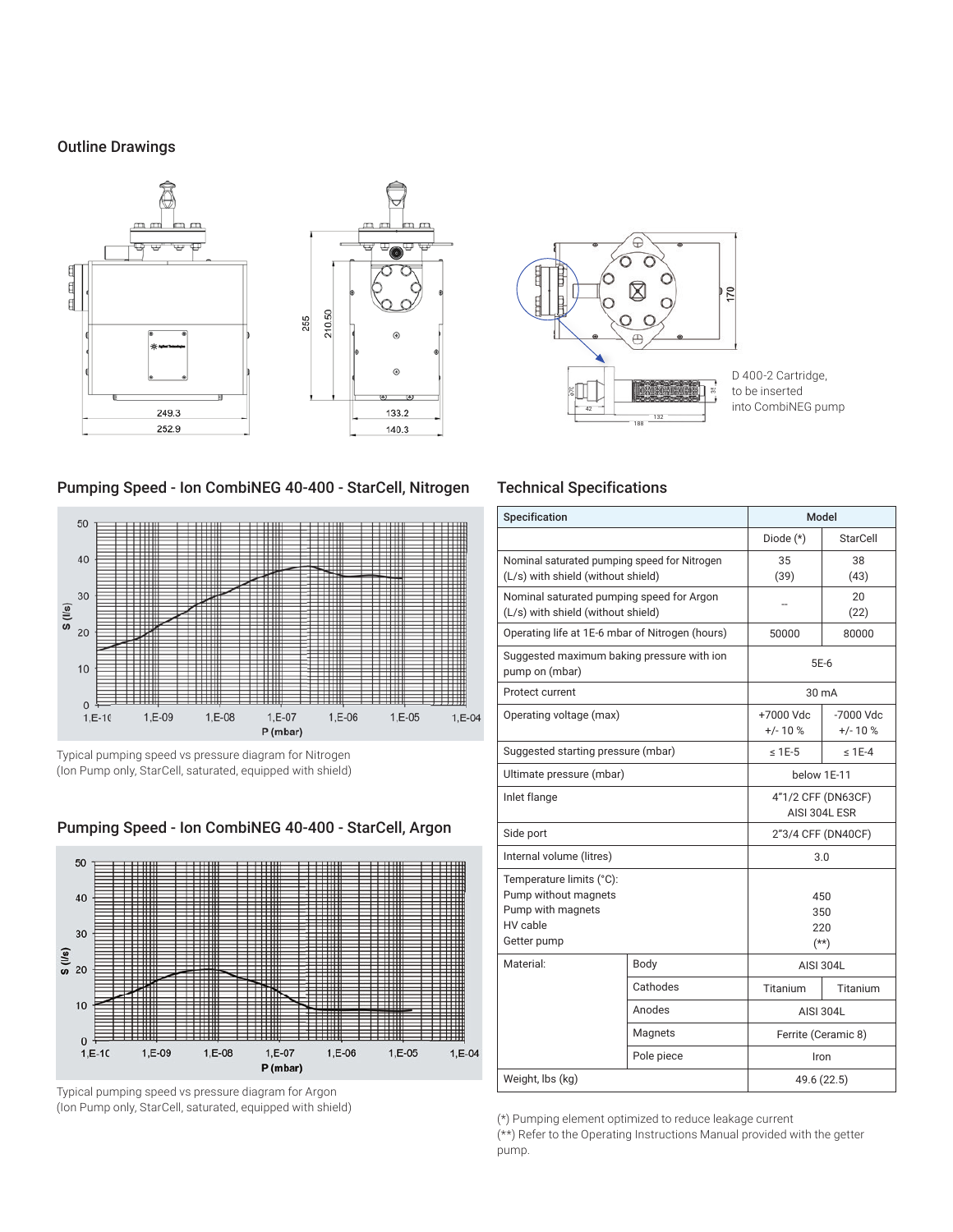## Outline Drawings

D 400-2 Cartridge, to be inserted into CombiNEG pump

## Pumping Speed - Ion CombiNEG 40-400 - StarCell, Nitrogen

Typical pumping speed vs pressure diagram for Nitrogen (Ion Pump only, StarCell, saturated, equipped with shield)

## Pumping Speed - Ion CombiNEG 40-400 - StarCell, Argon

Typical pumping speed vs pressure diagram for Argon (Ion Pump only, StarCell, saturated, equipped with shield)

## Technical Specifications

| Specification | | Model | |
|---|---|---|---|
| | | Diode (*) | StarCell |
| Nominal saturated pumping speed for Nitrogen (L/s) with shield (without shield) | | 35 (39) | 38 (43) |
| Nominal saturated pumping speed for Argon (L/s) with shield (without shield) | | -- | 20 (22) |
| Operating life at 1E-6 mbar of Nitrogen (hours) | | 50000 | 80000 |
| Suggested maximum baking pressure with ion pump on (mbar) | | 5E-6 | |
| Protect current | | 30 mA | |
| Operating voltage (max) | | +7000 Vdc +/- 10 % | -7000 Vdc +/- 10 % |
| Suggested starting pressure (mbar) | | ≤ 1E-5 | ≤ 1E-4 |
| Ultimate pressure (mbar) | | below 1E-11 | |
| Inlet flange | | 4"1/2 CFF (DN63CF) AISI 304L ESR | |
| Side port | | 2"3/4 CFF (DN40CF) | |
| Internal volume (litres) | | 3.0 | |
| Temperature limits (°C):<br>Pump without magnets<br>Pump with magnets<br>HV cable<br>Getter pump | | <br>450<br>350<br>220<br>(**) | |
| Material: | Body | AISI 304L | |
| | Cathodes | Titanium | Titanium |
| | Anodes | AISI 304L | |
| | Magnets | Ferrite (Ceramic 8) | |
| | Pole piece | Iron | |
| Weight, lbs (kg) | | 49.6 (22.5) | |

(*) Pumping element optimized to reduce leakage current

(**) Refer to the Operating Instructions Manual provided with the getter pump.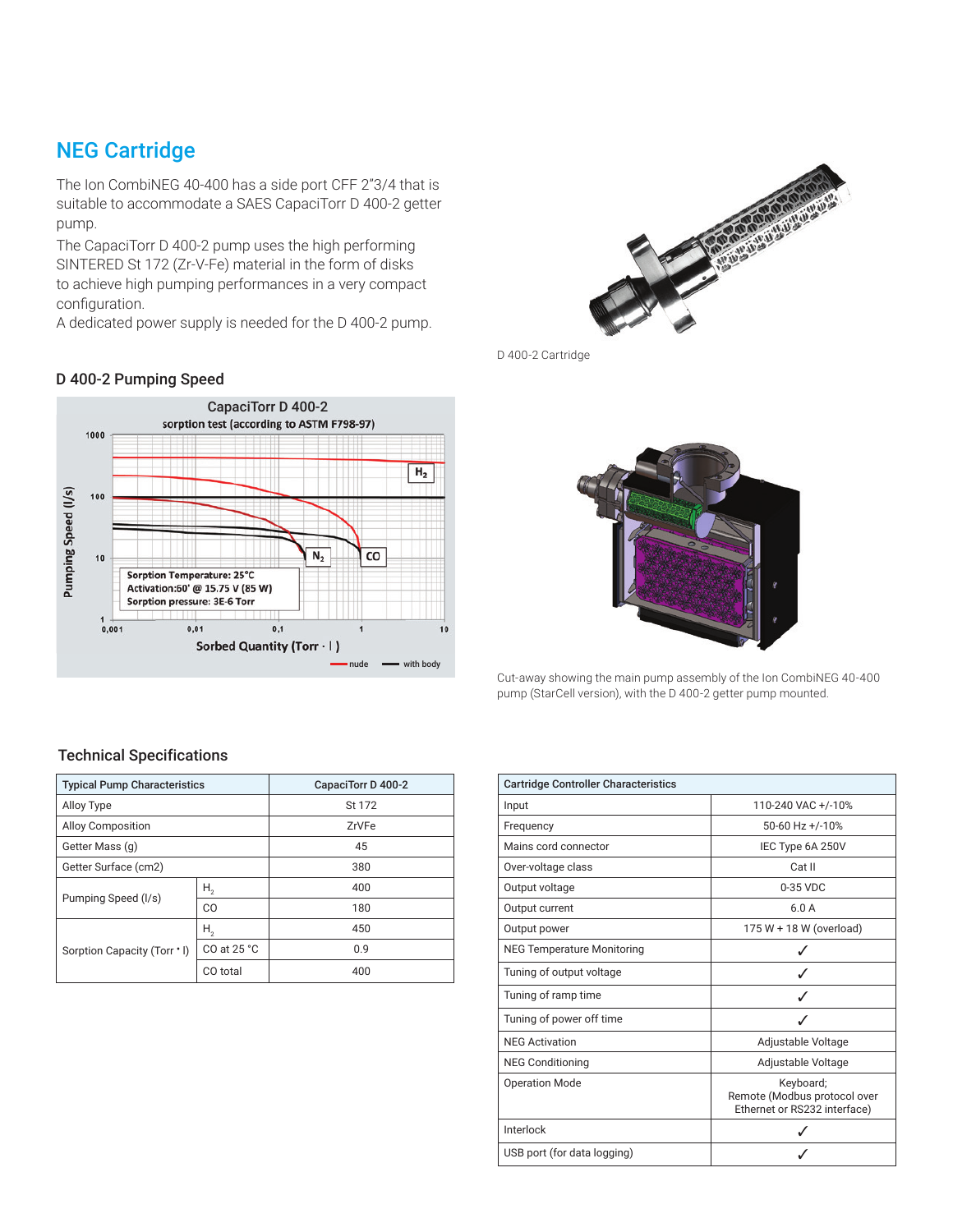## NEG Cartridge

The Ion CombiNEG 40-400 has a side port CFF 2"3/4 that is suitable to accommodate a SAES CapaciTorr D 400-2 getter pump.

The CapaciTorr D 400-2 pump uses the high performing SINTERED St 172 (Zr-V-Fe) material in the form of disks to achieve high pumping performances in a very compact configuration.

A dedicated power supply is needed for the D 400-2 pump.

D 400-2 Cartridge

### D 400-2 Pumping Speed

Cut-away showing the main pump assembly of the Ion CombiNEG 40-400 pump (StarCell version), with the D 400-2 getter pump mounted.

### Technical Specifications

| Typical Pump Characteristics | | CapaciTorr D 400-2 |
|---|---|---|
| Alloy Type | | St 172 |
| Alloy Composition | | ZrVFe |
| Getter Mass (g) | | 45 |
| Getter Surface (cm2) | | 380 |
| Pumping Speed (l/s) | $H_2$ | 400 |
| | CO | 180 |
| Sorption Capacity (Torr • l) | $H_2$ | 450 |
| | CO at 25 °C | 0.9 |
| | CO total | 400 |

| Cartridge Controller Characteristics | |
|---|---|
| Input | 110-240 VAC +/-10% |
| Frequency | 50-60 Hz +/-10% |
| Mains cord connector | IEC Type 6A 250V |
| Over-voltage class | Cat II |
| Output voltage | 0-35 VDC |
| Output current | 6.0 A |
| Output power | 175 W + 18 W (overload) |
| NEG Temperature Monitoring | ✓ |
| Tuning of output voltage | ✓ |
| Tuning of ramp time | ✓ |
| Tuning of power off time | ✓ |
| NEG Activation | Adjustable Voltage |
| NEG Conditioning | Adjustable Voltage |
| Operation Mode | Keyboard; Remote (Modbus protocol over Ethernet or RS232 interface) |
| Interlock | ✓ |
| USB port (for data logging) | ✓ |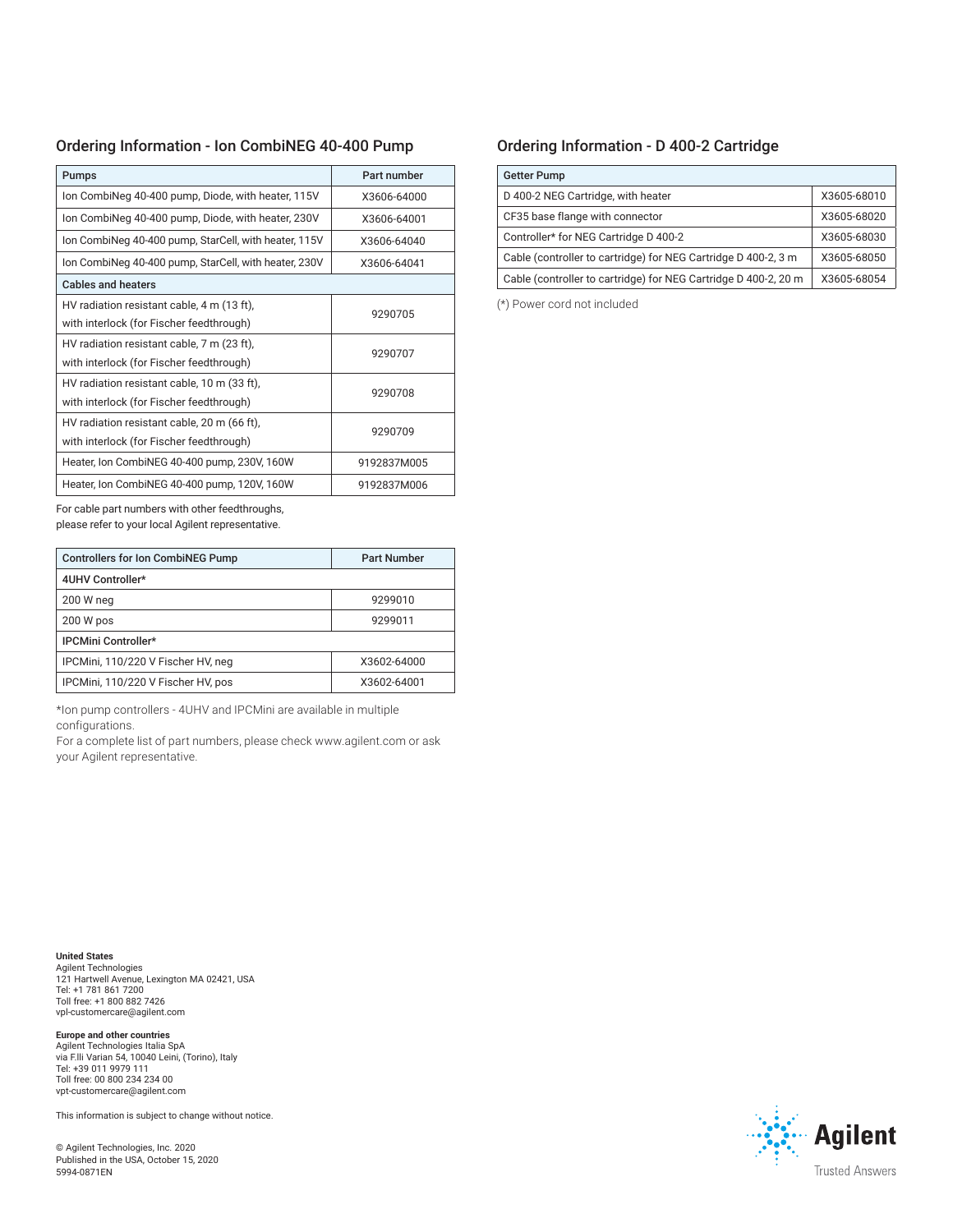## Ordering Information - Ion CombiNEG 40-400 Pump

| Pumps | Part number |
|---|---|
| Ion CombiNeg 40-400 pump, Diode, with heater, 115V | X3606-64000 |
| Ion CombiNeg 40-400 pump, Diode, with heater, 230V | X3606-64001 |
| Ion CombiNeg 40-400 pump, StarCell, with heater, 115V | X3606-64040 |
| Ion CombiNeg 40-400 pump, StarCell, with heater, 230V | X3606-64041 |
| **Cables and heaters** | |
| HV radiation resistant cable, 4 m (13 ft), with interlock (for Fischer feedthrough) | 9290705 |
| HV radiation resistant cable, 7 m (23 ft), with interlock (for Fischer feedthrough) | 9290707 |
| HV radiation resistant cable, 10 m (33 ft), with interlock (for Fischer feedthrough) | 9290708 |
| HV radiation resistant cable, 20 m (66 ft), with interlock (for Fischer feedthrough) | 9290709 |
| Heater, Ion CombiNEG 40-400 pump, 230V, 160W | 9192837M005 |
| Heater, Ion CombiNEG 40-400 pump, 120V, 160W | 9192837M006 |

For cable part numbers with other feedthroughs, please refer to your local Agilent representative.

| Controllers for Ion CombiNEG Pump | Part Number |
|---|---|
| **4UHV Controller*** | |
| 200 W neg | 9299010 |
| 200 W pos | 9299011 |
| **IPCMini Controller*** | |
| IPCMini, 110/220 V Fischer HV, neg | X3602-64000 |
| IPCMini, 110/220 V Fischer HV, pos | X3602-64001 |

*Ion pump controllers - 4UHV and IPCMini are available in multiple configurations.
For a complete list of part numbers, please check www.agilent.com or ask your Agilent representative.

## Ordering Information - D 400-2 Cartridge

| Getter Pump | |
|---|---|
| D 400-2 NEG Cartridge, with heater | X3605-68010 |
| CF35 base flange with connector | X3605-68020 |
| Controller* for NEG Cartridge D 400-2 | X3605-68030 |
| Cable (controller to cartridge) for NEG Cartridge D 400-2, 3 m | X3605-68050 |
| Cable (controller to cartridge) for NEG Cartridge D 400-2, 20 m | X3605-68054 |

(*) Power cord not included

**United States**
Agilent Technologies
121 Hartwell Avenue, Lexington MA 02421, USA
Tel: +1 781 861 7200
Toll free: +1 800 882 7426
vpl-customercare@agilent.com

**Europe and other countries**
Agilent Technologies Italia SpA
via F.lli Varian 54, 10040 Leini, (Torino), Italy
Tel: +39 011 9979 111
Toll free: 00 800 234 234 00
vpt-customercare@agilent.com

This information is subject to change without notice.

© Agilent Technologies, Inc. 2020
Published in the USA, October 15, 2020
5994-0871EN

Agilent
Trusted Answers